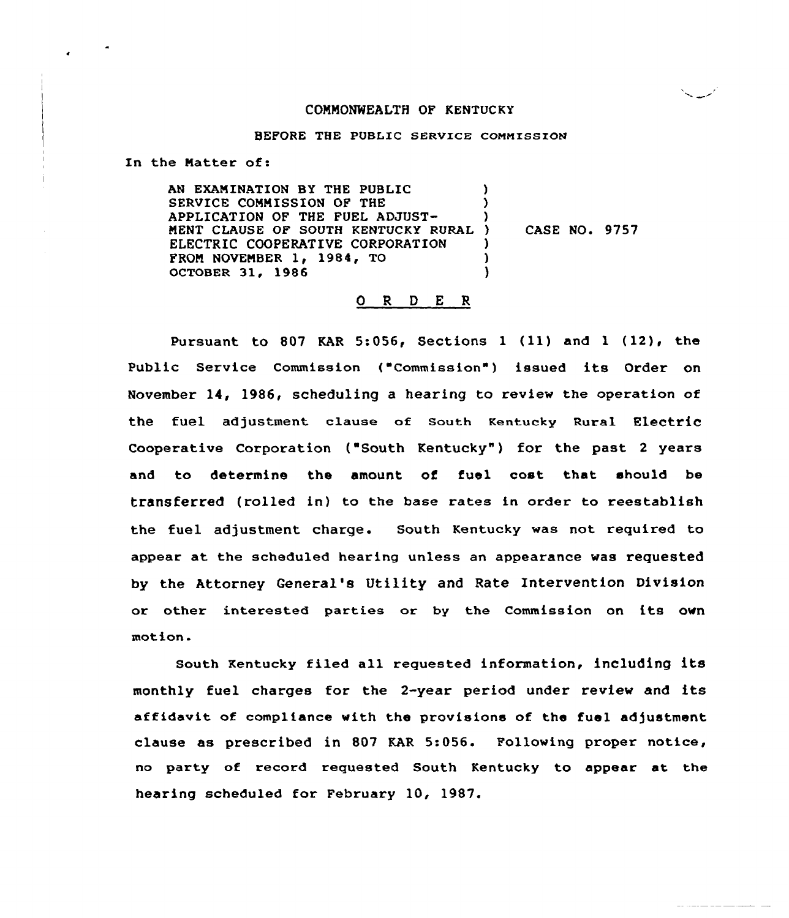COMMONWEALTH OF KENTUCKY

BEFORE THE PUBLIC SERVICE COMMISSION

In the Matter of:

| | | |
|---|---|---|
| AN EXAMINATION BY THE PUBLIC SERVICE COMMISSION OF THE APPLICATION OF THE FUEL ADJUSTMENT CLAUSE OF SOUTH KENTUCKY RURAL ELECTRIC COOPERATIVE CORPORATION FROM NOVEMBER 1, 1984, TO OCTOBER 31, 1986 | ) | CASE NO. 9757 |

## O R D E R

Pursuant to 807 KAR 5:056, Sections 1 (11) and 1 (12), the Public Service Commission ("Commission") issued its Order on November 14, 1986, scheduling a hearing to review the operation of the fuel adjustment clause of South Kentucky Rural Electric Cooperative Corporation ("South Kentucky") for the past 2 years and to determine the amount of fuel cost that should be transferred (rolled in) to the base rates in order to reestablish the fuel adjustment charge. South Kentucky was not required to appear at the scheduled hearing unless an appearance was requested by the Attorney General's Utility and Rate Intervention Division or other interested parties or by the Commission on its own motion.

South Kentucky filed all requested information, including its monthly fuel charges for the 2-year period under review and its affidavit of compliance with the provisions of the fuel adjustment clause as prescribed in 807 KAR 5:056. Following proper notice, no party of record requested South Kentucky to appear at the hearing scheduled for February 10, 1987.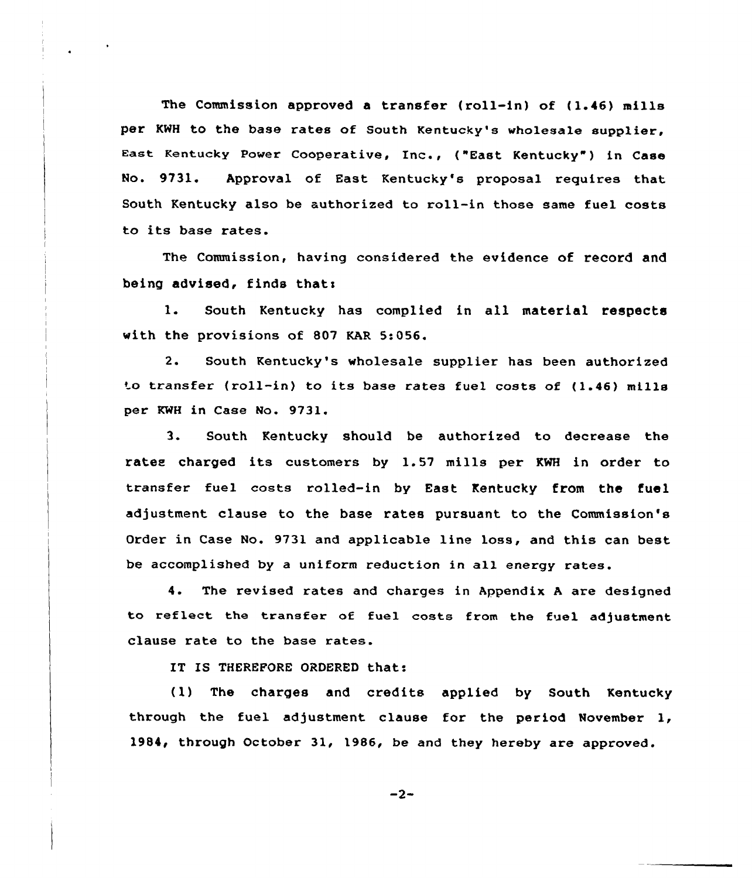The Commission approved a transfer (roll-in) of (1.46) mills per KWH to the base rates of South Kentucky's wholesale supplier, East Kentucky Power Cooperative, Inc., ("East Kentucky") in Case No. 9731. Approval of East Kentucky's proposal requires that South Kentucky also be authorized to roll-in those same fuel costs to its base rates.

The Commission, having considered the evidence of record and being advised, finds that:

1. South Kentucky has complied in all material respects with the provisions of 807 KAR 5:056.

2. South Kentucky's wholesale supplier has been authorized to transfer (roll-in) to its base rates fuel costs of (1.46) mills per KWH in Case No. 9731.

3. South Kentucky should be authorized to decrease the rates charged its customers by 1.57 mills per KWH in order to transfer fuel costs rolled-in by East Kentucky from the fuel adjustment clause to the base rates pursuant to the Commission's Order in Case No. 9731 and applicable line loss, and this can best be accomplished by a uniform reduction in all energy rates.

4. The revised rates and charges in Appendix A are designed to reflect the transfer of fuel costs from the fuel adjustment clause rate to the base rates.

IT IS THEREFORE ORDERED that:

(1) The charges and credits applied by South Kentucky through the fuel adjustment clause for the period November 1, 1984, through October 31, 1986, be and they hereby are approved.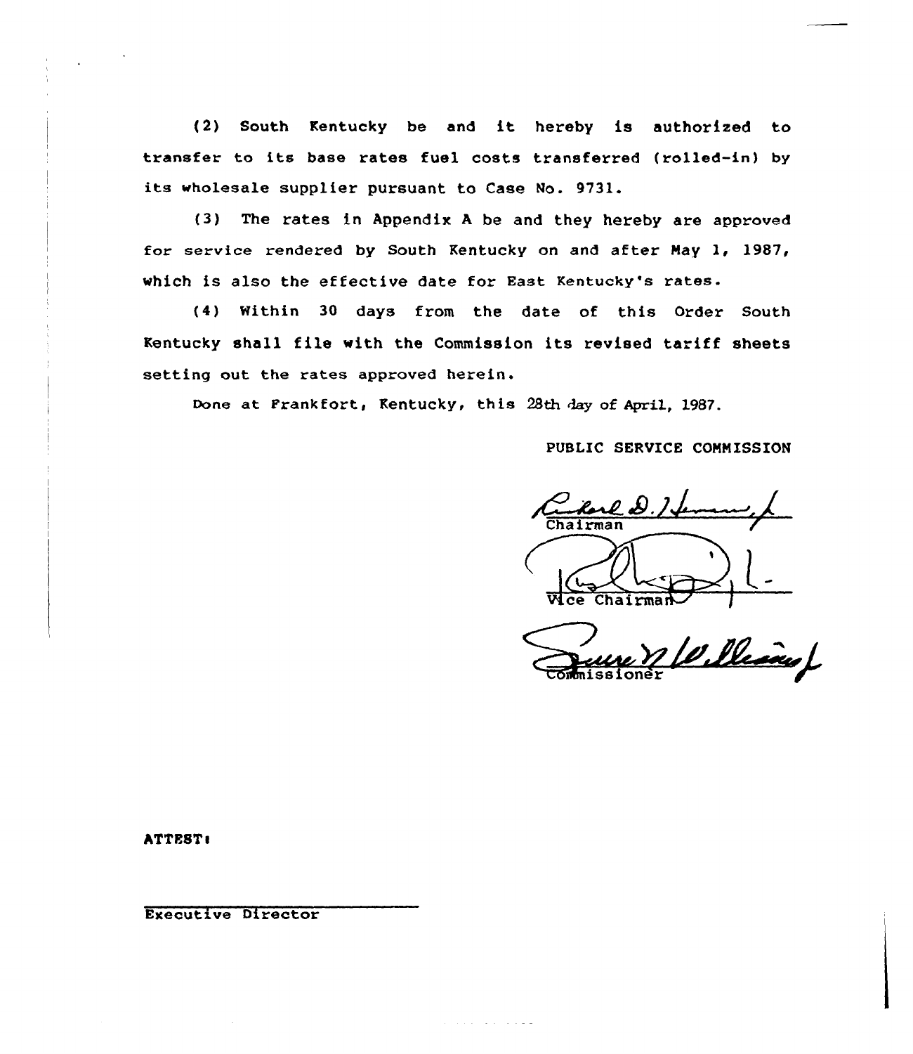(2) South Kentucky be and it hereby is authorized to transfer to its base rates fuel costs transferred (rolled-in) by its wholesale supplier pursuant to Case No. 9731.

(3) The rates in Appendix A be and they hereby are approved for service rendered by South Kentucky on and after May 1, 1987, which is also the effective date for East Kentucky's rates.

(4) Within 30 days from the date of this Order South Kentucky shall file with the Commission its revised tariff sheets setting out the rates approved herein.

Done at Frankfort, Kentucky, this 28th day of April, 1987.

PUBLIC SERVICE COMMISSION

Chairman

Vice Chairman

Commissioner

ATTEST:

Executive Director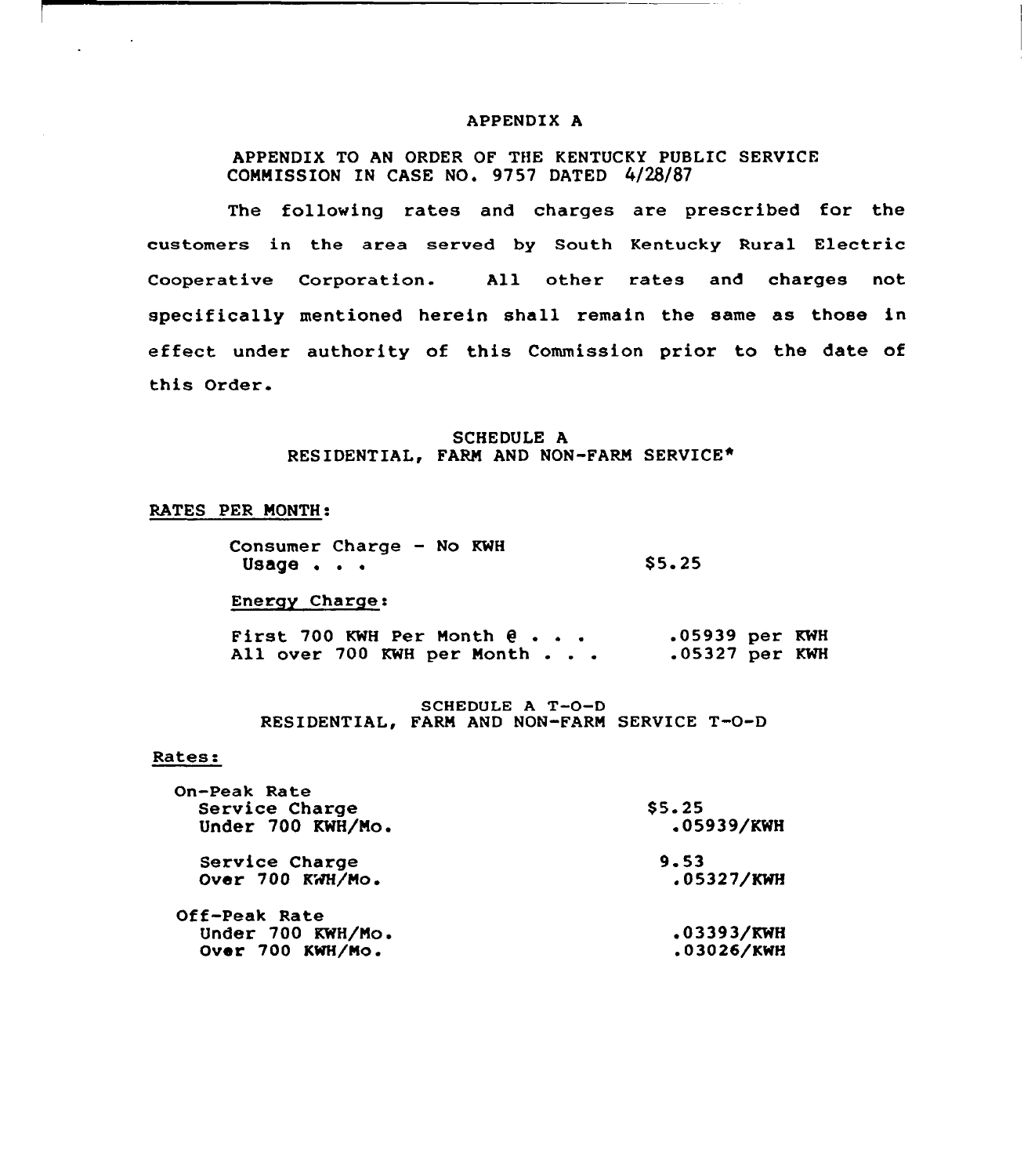# APPENDIX A

APPENDIX TO AN ORDER OF THE KENTUCKY PUBLIC SERVICE COMMISSION IN CASE NO. 9757 DATED 4/28/87

The following rates and charges are prescribed for the customers in the area served by South Kentucky Rural Electric Cooperative Corporation. All other rates and charges not specifically mentioned herein shall remain the same as those in effect under authority of this Commission prior to the date of this Order.

## SCHEDULE A
## RESIDENTIAL, FARM AND NON-FARM SERVICE*

RATES PER MONTH:

| | |
|---|---|
| Consumer Charge - No KWH Usage . . . | $5.25 |

Energy Charge:

| | |
|---|---|
| First 700 KWH Per Month @ . . . | .05939 per KWH |
| All over 700 KWH per Month . . . | .05327 per KWH |

## SCHEDULE A T-O-D
## RESIDENTIAL, FARM AND NON-FARM SERVICE T-O-D

Rates:

| | |
|---|---|
| On-Peak Rate | |
| Service Charge | $5.25 |
| Under 700 KWH/Mo. | .05939/KWH |
| Service Charge | 9.53 |
| Over 700 KWH/Mo. | .05327/KWH |
| Off-Peak Rate | |
| Under 700 KWH/Mo. | .03393/KWH |
| Over 700 KWH/Mo. | .03026/KWH |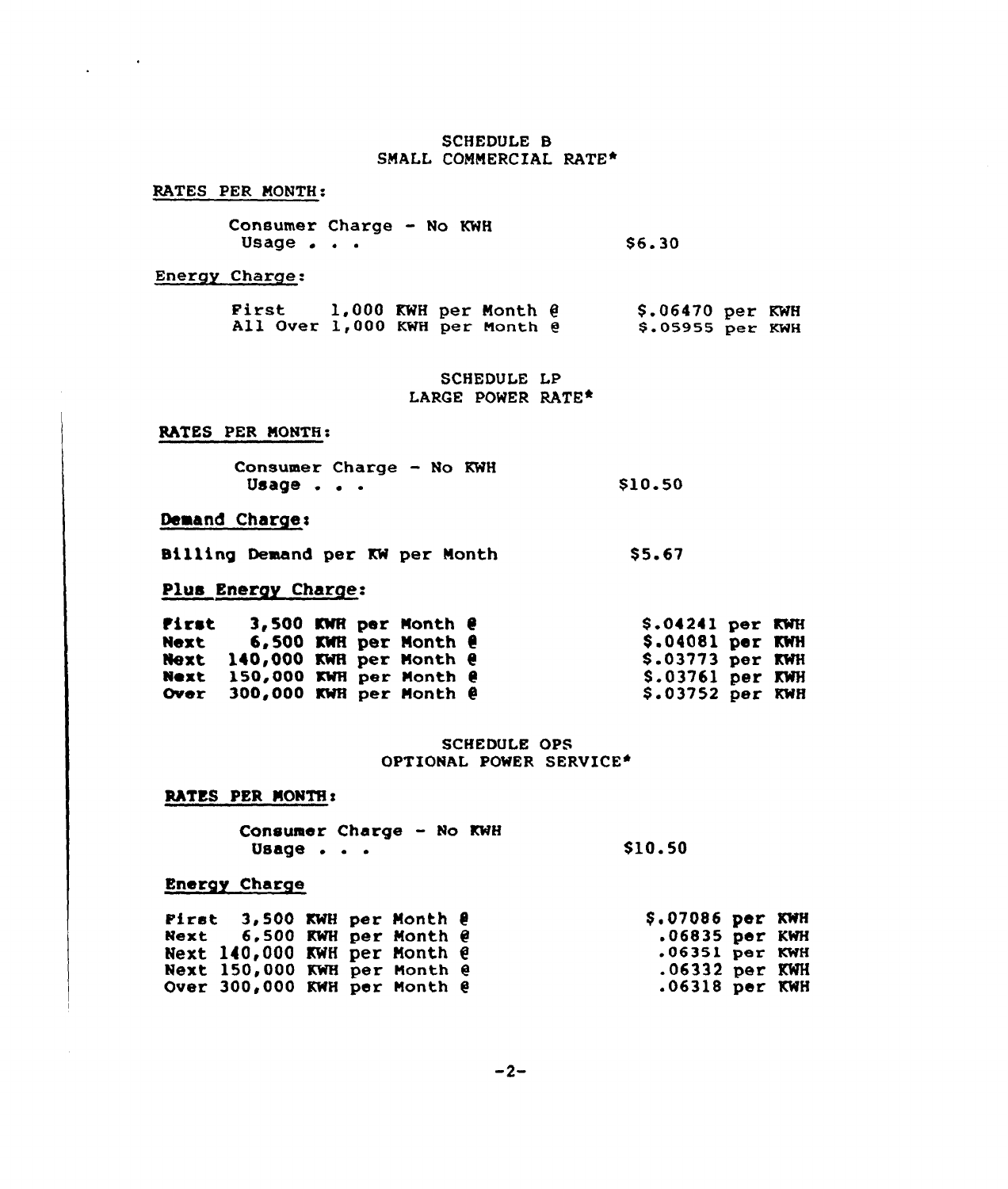## SCHEDULE B
## SMALL COMMERCIAL RATE*

RATES PER MONTH:

| | |
|---|---|
| Consumer Charge - No KWH Usage . . . | $6.30 |

Energy Charge:

| | |
|---|---|
| First 1,000 KWH per Month @ | $.06470 per KWH |
| All Over 1,000 KWH per Month @ | $.05955 per KWH |

## SCHEDULE LP
## LARGE POWER RATE*

RATES PER MONTH:

| | |
|---|---|
| Consumer Charge - No KWH Usage . . . | $10.50 |

Demand Charge:

| | |
|---|---|
| Billing Demand per KW per Month | $5.67 |

Plus Energy Charge:

| | |
|---|---|
| First 3,500 KWH per Month @ | $.04241 per KWH |
| Next 6,500 KWH per Month @ | $.04081 per KWH |
| Next 140,000 KWH per Month @ | $.03773 per KWH |
| Next 150,000 KWH per Month @ | $.03761 per KWH |
| Over 300,000 KWH per Month @ | $.03752 per KWH |

## SCHEDULE OPS
## OPTIONAL POWER SERVICE*

RATES PER MONTH:

| | |
|---|---|
| Consumer Charge - No KWH Usage . . . | $10.50 |

Energy Charge

| | |
|---|---|
| First 3,500 KWH per Month @ | $.07086 per KWH |
| Next 6,500 KWH per Month @ | .06835 per KWH |
| Next 140,000 KWH per Month @ | .06351 per KWH |
| Next 150,000 KWH per Month @ | .06332 per KWH |
| Over 300,000 KWH per Month @ | .06318 per KWH |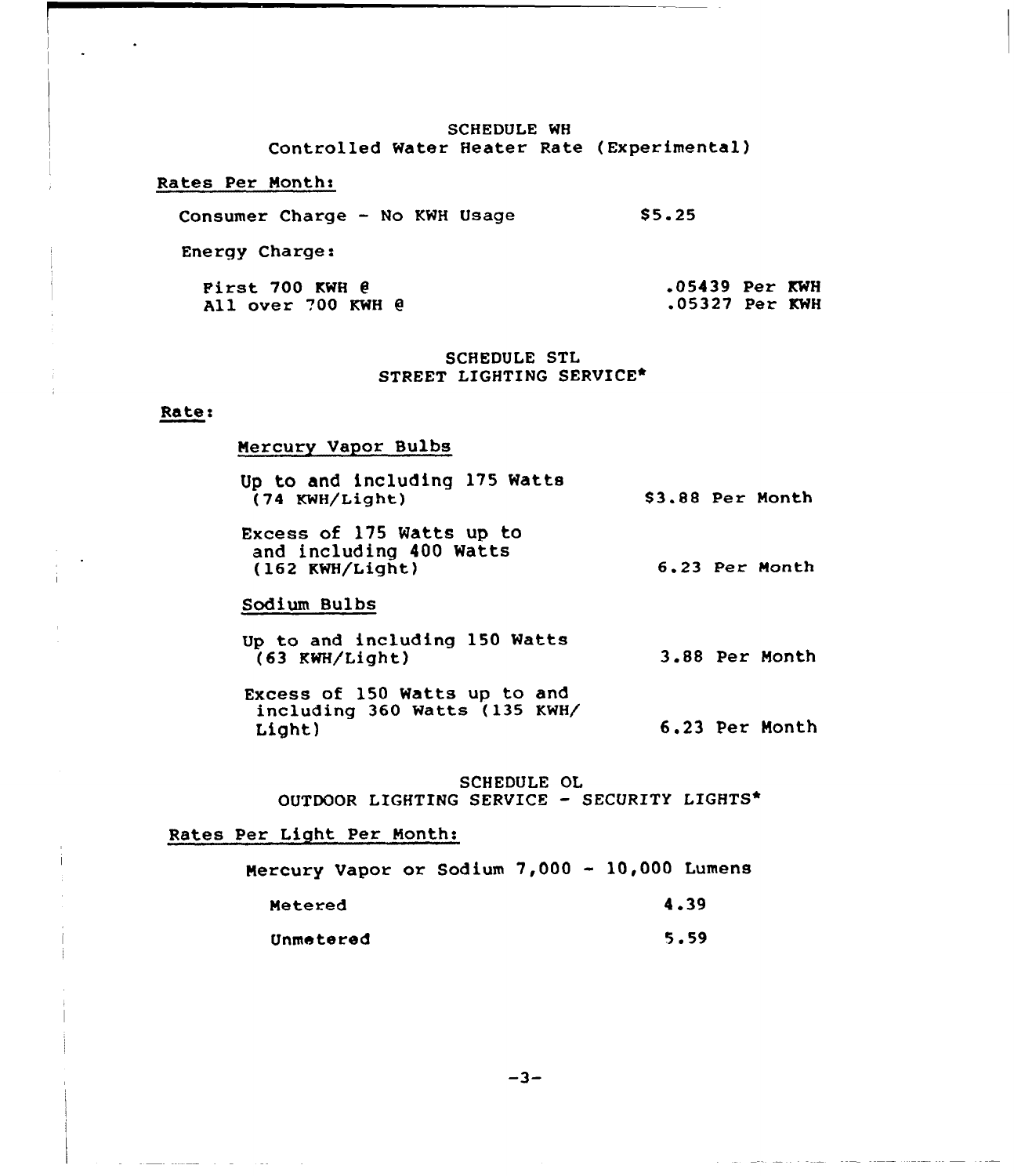## SCHEDULE WH
### Controlled Water Heater Rate (Experimental)

Rates Per Month:

| | |
|---|---|
| Consumer Charge - No KWH Usage | $5.25 |
| Energy Charge: | |
| First 700 KWH @ | .05439 Per KWH |
| All over 700 KWH @ | .05327 Per KWH |

## SCHEDULE STL
### STREET LIGHTING SERVICE*

Rate:

Mercury Vapor Bulbs

| | |
|---|---|
| Up to and including 175 Watts (74 KWH/Light) | $3.88 Per Month |
| Excess of 175 Watts up to and including 400 Watts (162 KWH/Light) | 6.23 Per Month |

Sodium Bulbs

| | |
|---|---|
| Up to and including 150 Watts (63 KWH/Light) | 3.88 Per Month |
| Excess of 150 Watts up to and including 360 Watts (135 KWH/Light) | 6.23 Per Month |

## SCHEDULE OL
### OUTDOOR LIGHTING SERVICE - SECURITY LIGHTS*

Rates Per Light Per Month:

Mercury Vapor or Sodium 7,000 - 10,000 Lumens

| | |
|---|---|
| Metered | 4.39 |
| Unmetered | 5.59 |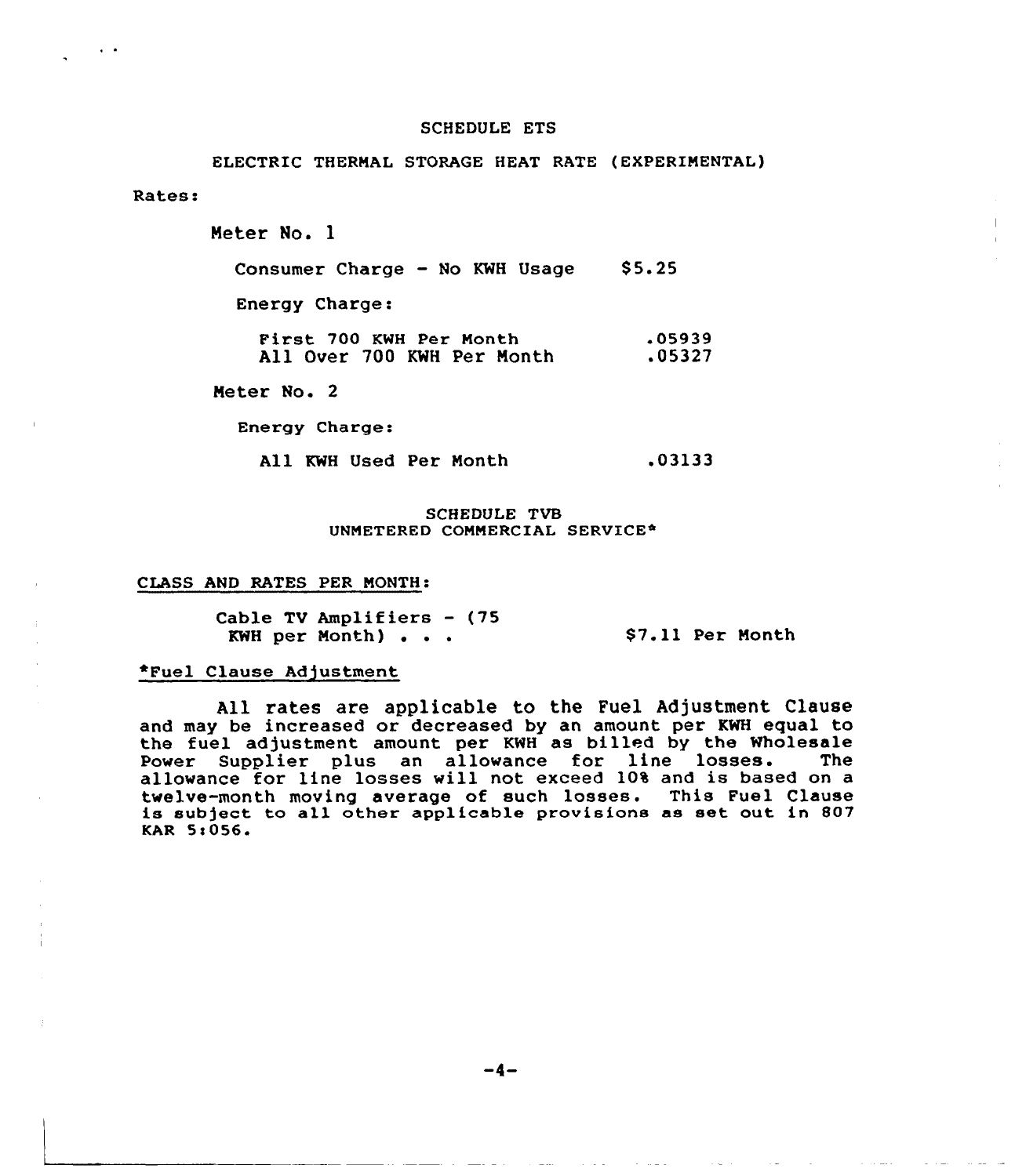## SCHEDULE ETS

### ELECTRIC THERMAL STORAGE HEAT RATE (EXPERIMENTAL)

Rates:

Meter No. 1

| | |
|---|---|
| Consumer Charge - No KWH Usage | $5.25 |
| Energy Charge: | |
| First 700 KWH Per Month | .05939 |
| All Over 700 KWH Per Month | .05327 |

Meter No. 2

| | |
|---|---|
| Energy Charge: | |
| All KWH Used Per Month | .03133 |

## SCHEDULE TVB
### UNMETERED COMMERCIAL SERVICE*

CLASS AND RATES PER MONTH:

| | |
|---|---|
| Cable TV Amplifiers - (75 KWH per Month) . . . | $7.11 Per Month |

*Fuel Clause Adjustment

All rates are applicable to the Fuel Adjustment Clause and may be increased or decreased by an amount per KWH equal to the fuel adjustment amount per KWH as billed by the Wholesale Power Supplier plus an allowance for line losses. The allowance for line losses will not exceed 10% and is based on a twelve-month moving average of such losses. This Fuel Clause is subject to all other applicable provisions as set out in 807 KAR 5:056.